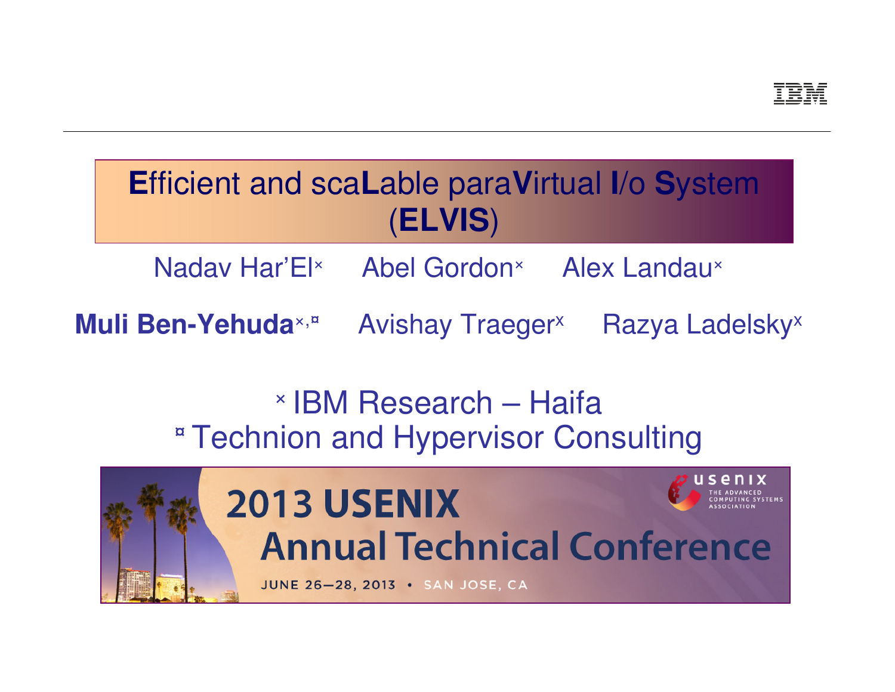# **E**fficient and sca**L**able para**V**irtual **I**/o **S**ystem (**ELVIS**)

Nadav Har'El[×] Abel Gordon[×] Alex Landau[×]

**Muli Ben-Yehuda**[×,¤] Avishay Traeger[×] Razya Ladelsky[×]

[×] IBM Research – Haifa

[¤] Technion and Hypervisor Consulting

2013 USENIX Annual Technical Conference

JUNE 26—28, 2013 • SAN JOSE, CA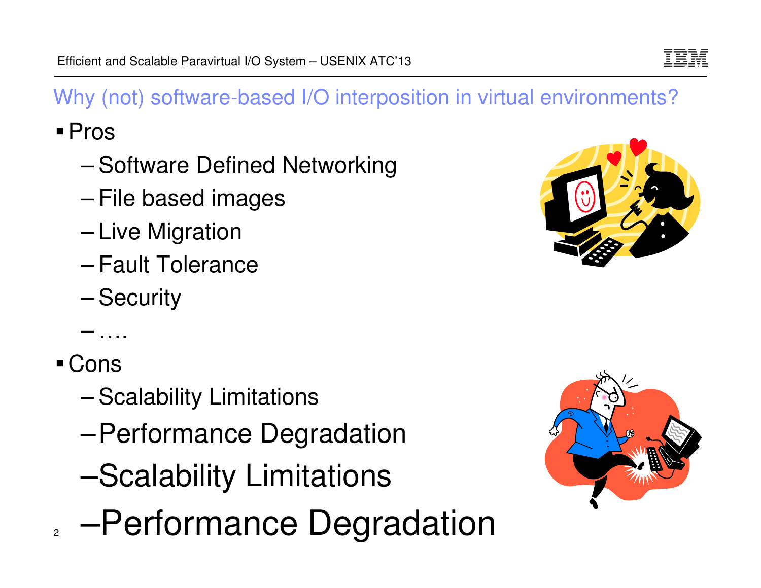## Why (not) software-based I/O interposition in virtual environments?

- Pros
  - Software Defined Networking
  - File based images
  - Live Migration
  - Fault Tolerance
  - Security
  - ….
- Cons
  - Scalability Limitations
  - Performance Degradation
  - Scalability Limitations
  - Performance Degradation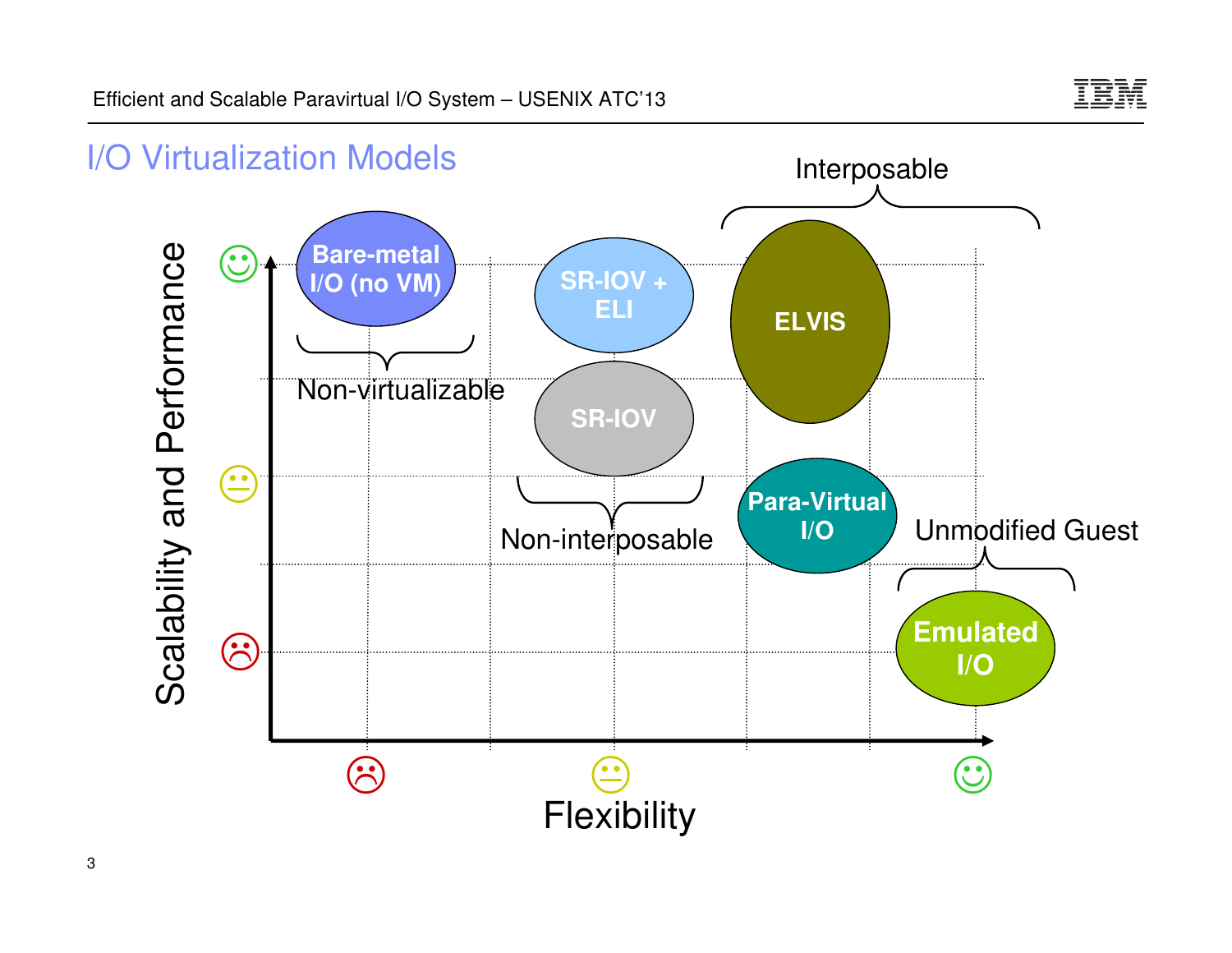# I/O Virtualization Models

Interposable

Bare-metal I/O (no VM)

Non-virtualizable

SR-IOV + ELI

SR-IOV

Non-interposable

ELVIS

Para-Virtual I/O

Unmodified Guest

Emulated I/O

Scalability and Performance

Flexibility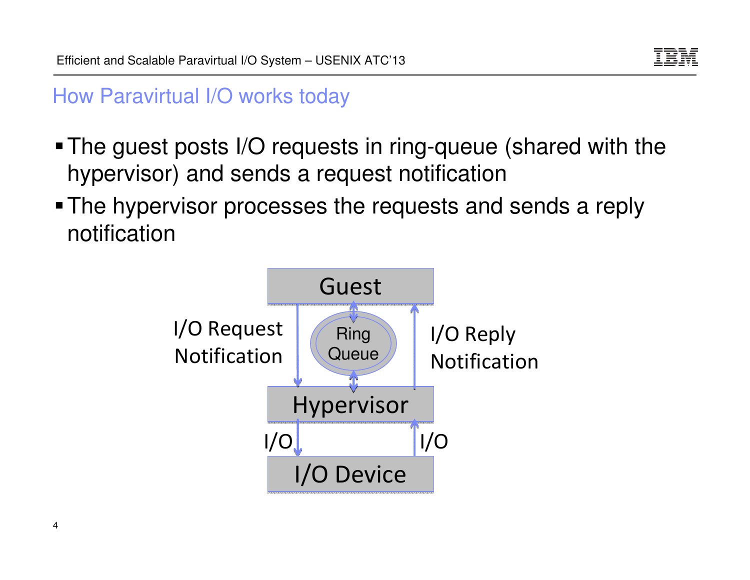## How Paravirtual I/O works today

- The guest posts I/O requests in ring-queue (shared with the hypervisor) and sends a request notification
- The hypervisor processes the requests and sends a reply notification

Guest

I/O Request Notification

Ring Queue

I/O Reply Notification

Hypervisor

I/O

I/O

I/O Device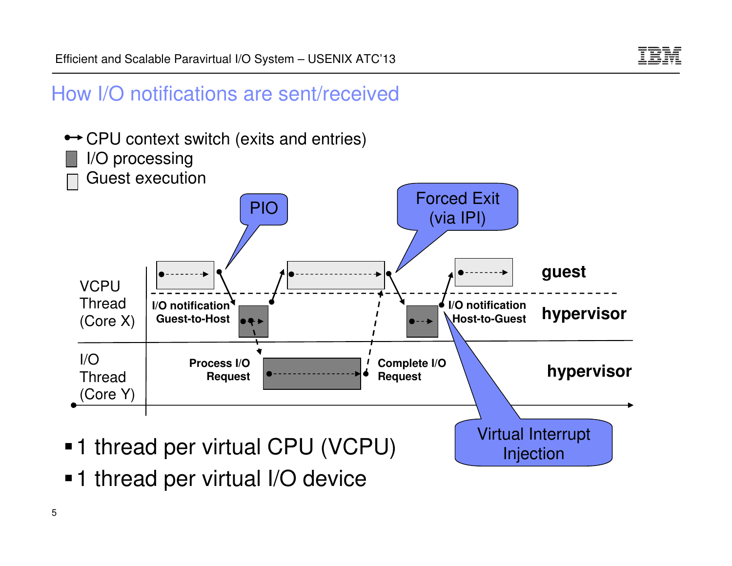## How I/O notifications are sent/received

- CPU context switch (exits and entries)
- I/O processing
- Guest execution

PIO

Forced Exit (via IPI)

VCPU Thread (Core X)

I/O Thread (Core Y)

I/O notification Guest-to-Host

Process I/O Request

Complete I/O Request

I/O notification Host-to-Guest

guest

hypervisor

hypervisor

Virtual Interrupt Injection

- 1 thread per virtual CPU (VCPU)
- 1 thread per virtual I/O device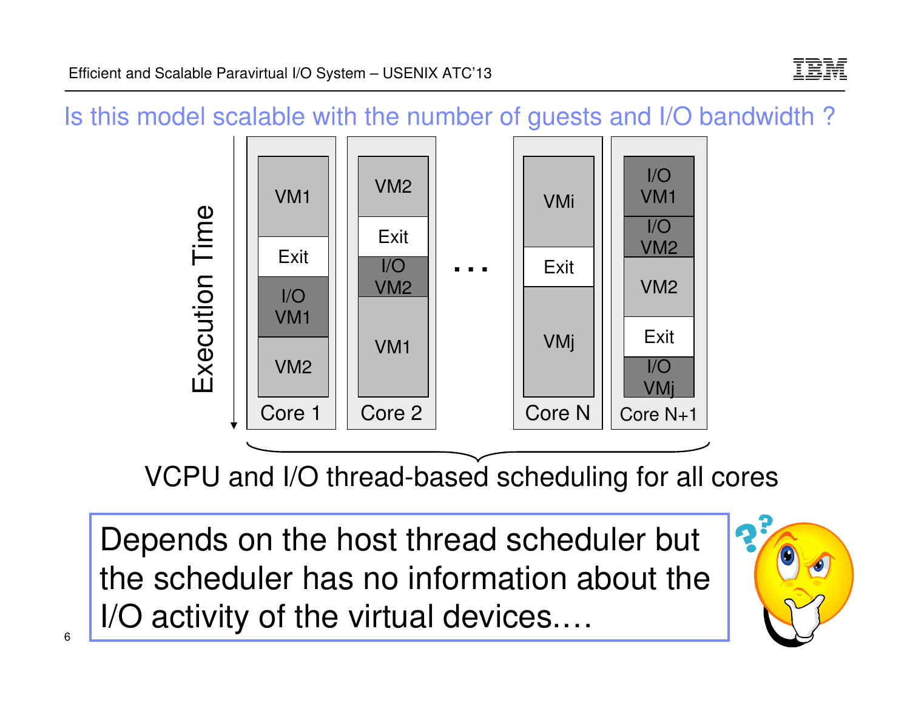## Is this model scalable with the number of guests and I/O bandwidth ?

| Core 1 | Core 2 | ... | Core N | Core N+1 |
|---|---|---|---|---|
| VM1 | VM2 | | VMi | I/O VM1 |
| Exit | Exit | | Exit | I/O VM2 |
| I/O VM1 | I/O VM2 | | VMj | VM2 |
| VM2 | VM1 | | | Exit |
| | | | | I/O VMj |

Execution Time ↓

VCPU and I/O thread-based scheduling for all cores

Depends on the host thread scheduler but the scheduler has no information about the I/O activity of the virtual devices….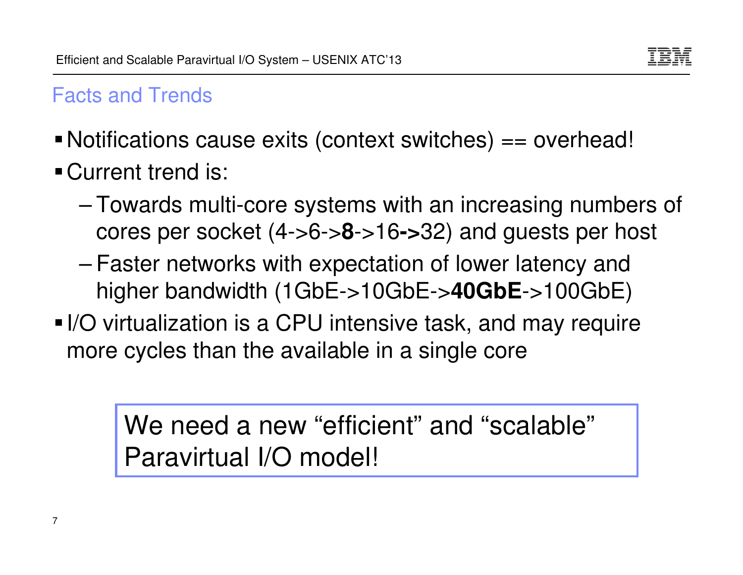## Facts and Trends

- Notifications cause exits (context switches) == overhead!
- Current trend is:
  - Towards multi-core systems with an increasing numbers of cores per socket (4->6->**8**->16**->**32) and guests per host
  - Faster networks with expectation of lower latency and higher bandwidth (1GbE->10GbE->**40GbE**->100GbE)
- I/O virtualization is a CPU intensive task, and may require more cycles than the available in a single core

> We need a new "efficient" and "scalable" Paravirtual I/O model!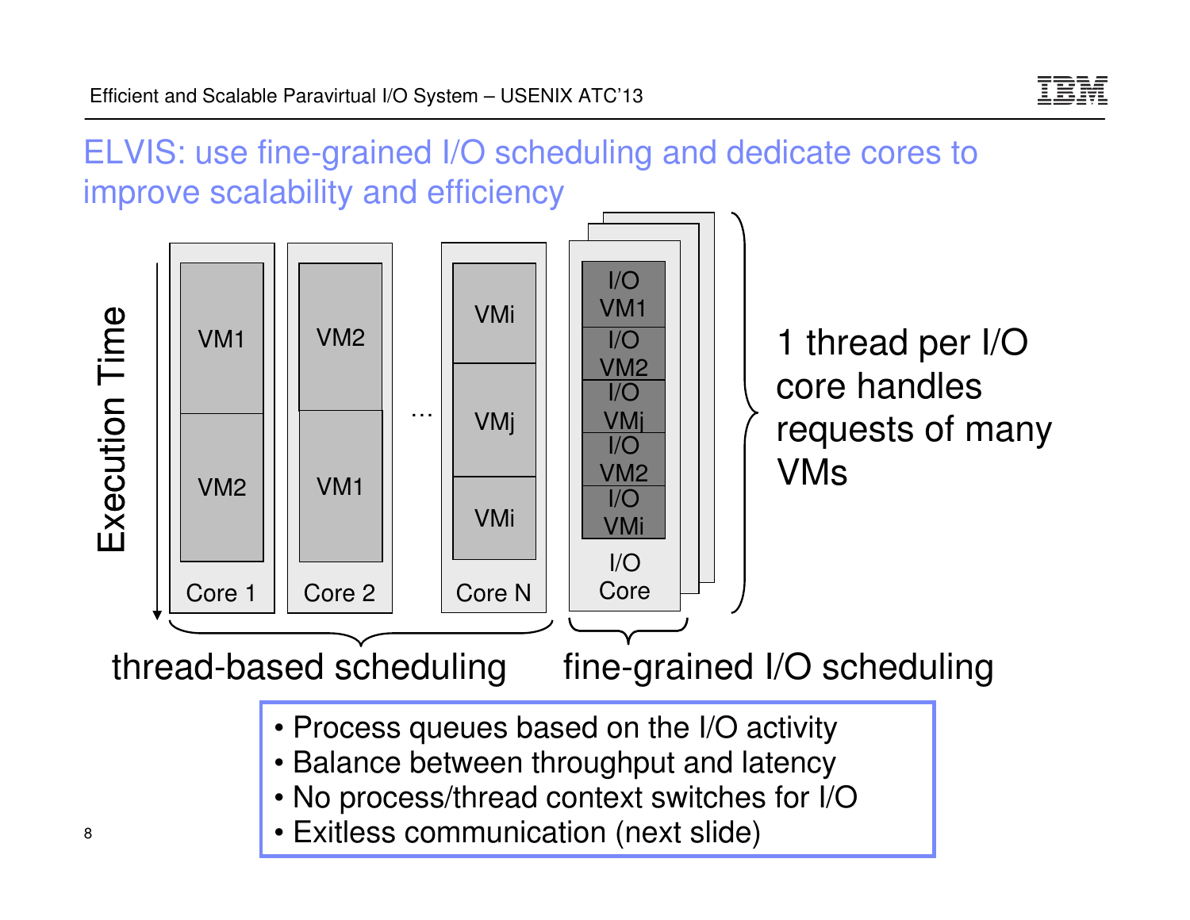# ELVIS: use fine-grained I/O scheduling and dedicate cores to improve scalability and efficiency

Execution Time

| Core 1 | Core 2 | ... | Core N | I/O Core |
|---|---|---|---|---|
| VM1 | VM2 | | VMi | I/O VM1 |
| VM2 | VM1 | | VMj | I/O VM2 |
| | | | VMi | I/O VMj |
| | | | | I/O VM2 |
| | | | | I/O VMi |

1 thread per I/O core handles requests of many VMs

thread-based scheduling — fine-grained I/O scheduling

- Process queues based on the I/O activity
- Balance between throughput and latency
- No process/thread context switches for I/O
- Exitless communication (next slide)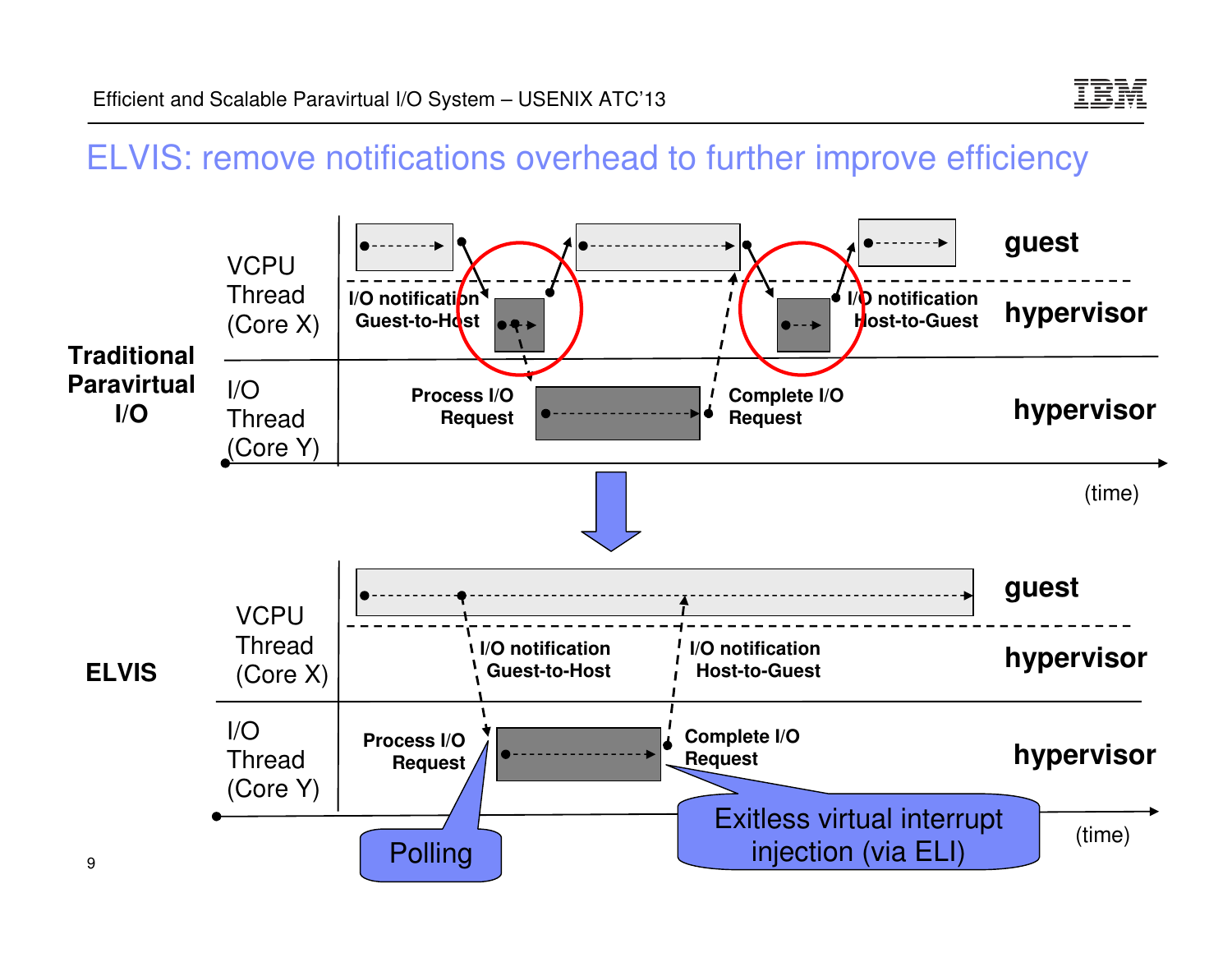# ELVIS: remove notifications overhead to further improve efficiency

**Traditional Paravirtual I/O**

| | guest / hypervisor |
|---|---|
| VCPU Thread (Core X) | I/O notification Guest-to-Host; I/O notification Host-to-Guest |
| I/O Thread (Core Y) | Process I/O Request; Complete I/O Request |

(time)

**ELVIS**

| | guest / hypervisor |
|---|---|
| VCPU Thread (Core X) | I/O notification Guest-to-Host; I/O notification Host-to-Guest |
| I/O Thread (Core Y) | Process I/O Request; Complete I/O Request |

(time)

Polling

Exitless virtual interrupt injection (via ELI)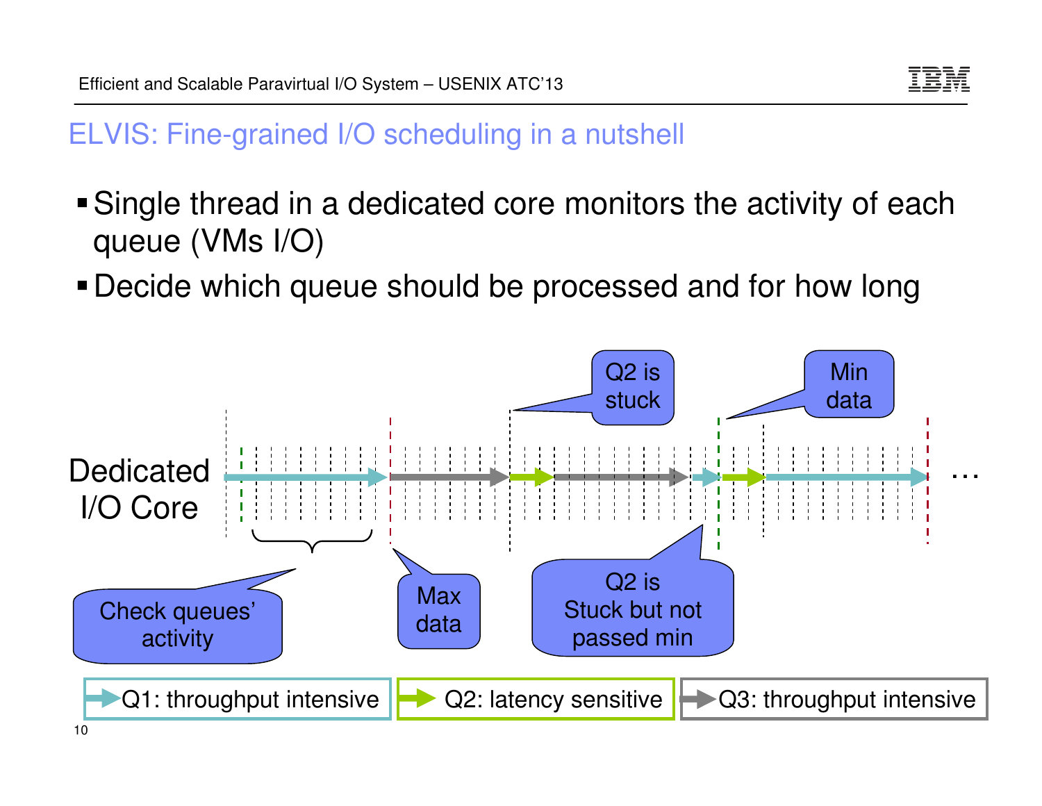## ELVIS: Fine-grained I/O scheduling in a nutshell

- Single thread in a dedicated core monitors the activity of each queue (VMs I/O)
- Decide which queue should be processed and for how long

Dedicated I/O Core

Check queues' activity

Max data

Q2 is stuck

Q2 is Stuck but not passed min

Min data

…

Q1: throughput intensive | Q2: latency sensitive | Q3: throughput intensive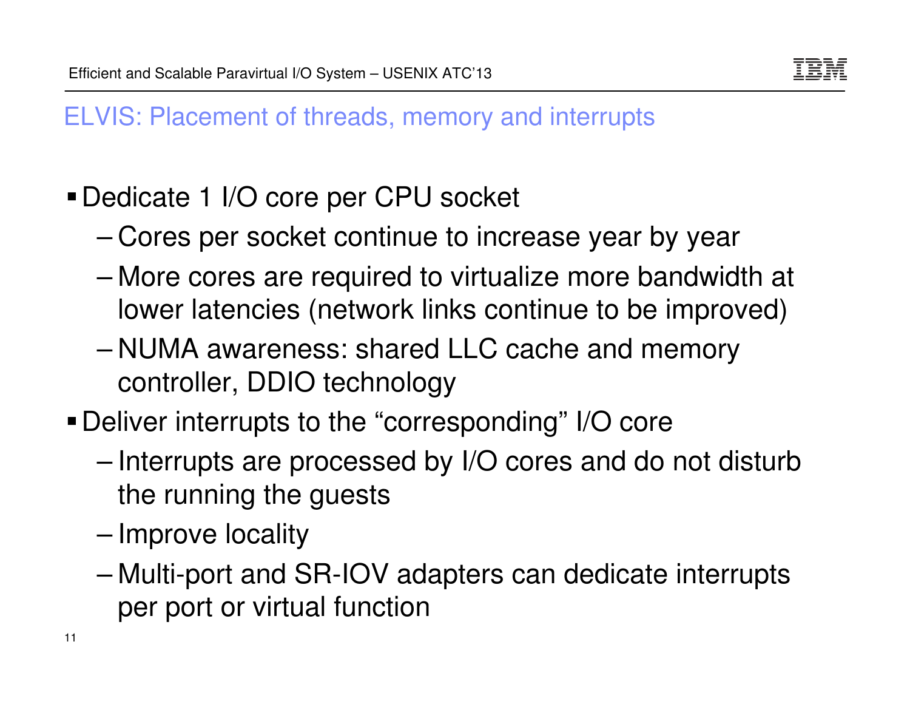## ELVIS: Placement of threads, memory and interrupts

- Dedicate 1 I/O core per CPU socket
  - Cores per socket continue to increase year by year
  - More cores are required to virtualize more bandwidth at lower latencies (network links continue to be improved)
  - NUMA awareness: shared LLC cache and memory controller, DDIO technology
- Deliver interrupts to the "corresponding" I/O core
  - Interrupts are processed by I/O cores and do not disturb the running the guests
  - Improve locality
  - Multi-port and SR-IOV adapters can dedicate interrupts per port or virtual function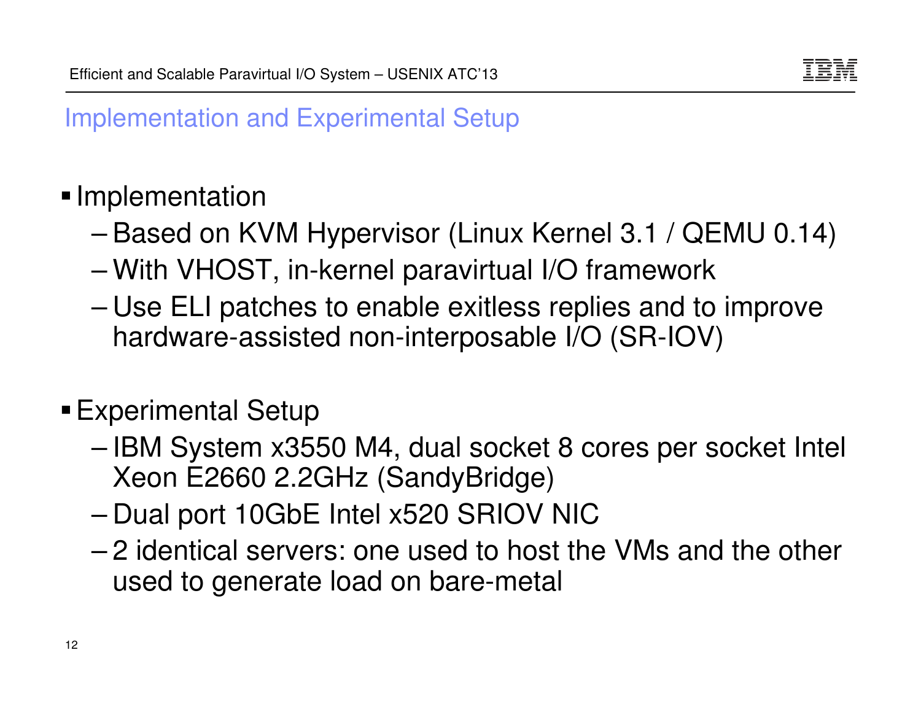## Implementation and Experimental Setup

- Implementation
  - Based on KVM Hypervisor (Linux Kernel 3.1 / QEMU 0.14)
  - With VHOST, in-kernel paravirtual I/O framework
  - Use ELI patches to enable exitless replies and to improve hardware-assisted non-interposable I/O (SR-IOV)

- Experimental Setup
  - IBM System x3550 M4, dual socket 8 cores per socket Intel Xeon E2660 2.2GHz (SandyBridge)
  - Dual port 10GbE Intel x520 SRIOV NIC
  - 2 identical servers: one used to host the VMs and the other used to generate load on bare-metal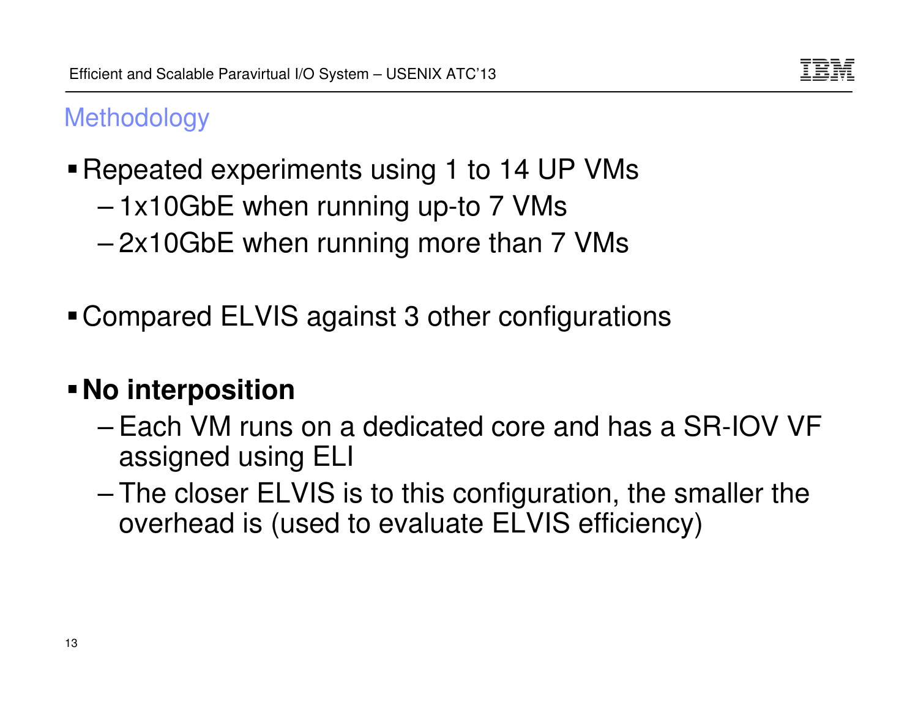## Methodology

- Repeated experiments using 1 to 14 UP VMs
  - 1x10GbE when running up-to 7 VMs
  - 2x10GbE when running more than 7 VMs

- Compared ELVIS against 3 other configurations

- **No interposition**
  - Each VM runs on a dedicated core and has a SR-IOV VF assigned using ELI
  - The closer ELVIS is to this configuration, the smaller the overhead is (used to evaluate ELVIS efficiency)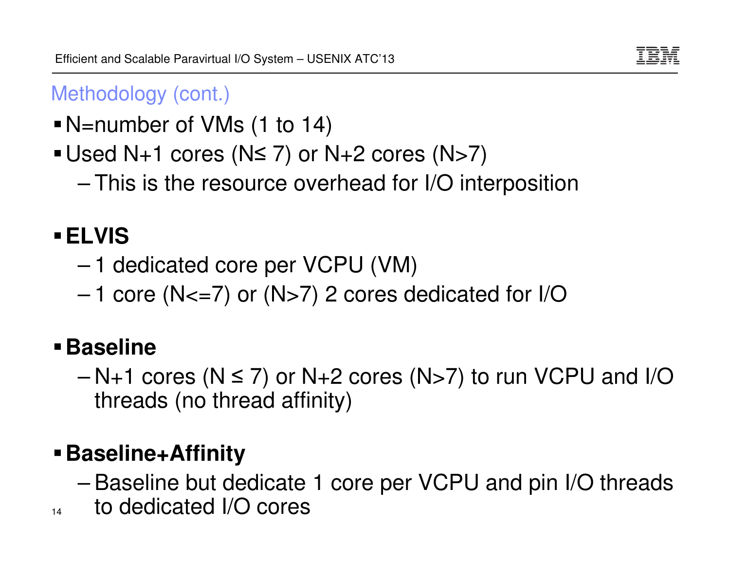## Methodology (cont.)

- N=number of VMs (1 to 14)
- Used N+1 cores (N≤ 7) or N+2 cores (N>7)
  - This is the resource overhead for I/O interposition

- **ELVIS**
  - 1 dedicated core per VCPU (VM)
  - 1 core (N<=7) or (N>7) 2 cores dedicated for I/O

- **Baseline**
  - N+1 cores (N ≤ 7) or N+2 cores (N>7) to run VCPU and I/O threads (no thread affinity)

- **Baseline+Affinity**
  - Baseline but dedicate 1 core per VCPU and pin I/O threads to dedicated I/O cores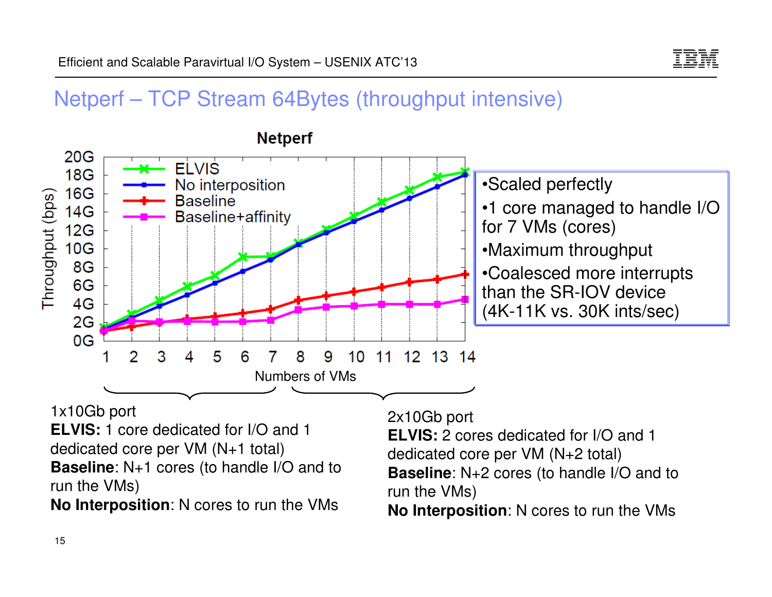## Netperf – TCP Stream 64Bytes (throughput intensive)

**Netperf**

Throughput (bps) vs. Numbers of VMs (1–14). Series: ELVIS, No interposition, Baseline, Baseline+affinity.

- Scaled perfectly
- 1 core managed to handle I/O for 7 VMs (cores)
- Maximum throughput
- Coalesced more interrupts than the SR-IOV device (4K-11K vs. 30K ints/sec)

1x10Gb port
**ELVIS:** 1 core dedicated for I/O and 1 dedicated core per VM (N+1 total)
**Baseline**: N+1 cores (to handle I/O and to run the VMs)
**No Interposition**: N cores to run the VMs

2x10Gb port
**ELVIS:** 2 cores dedicated for I/O and 1 dedicated core per VM (N+2 total)
**Baseline**: N+2 cores (to handle I/O and to run the VMs)
**No Interposition**: N cores to run the VMs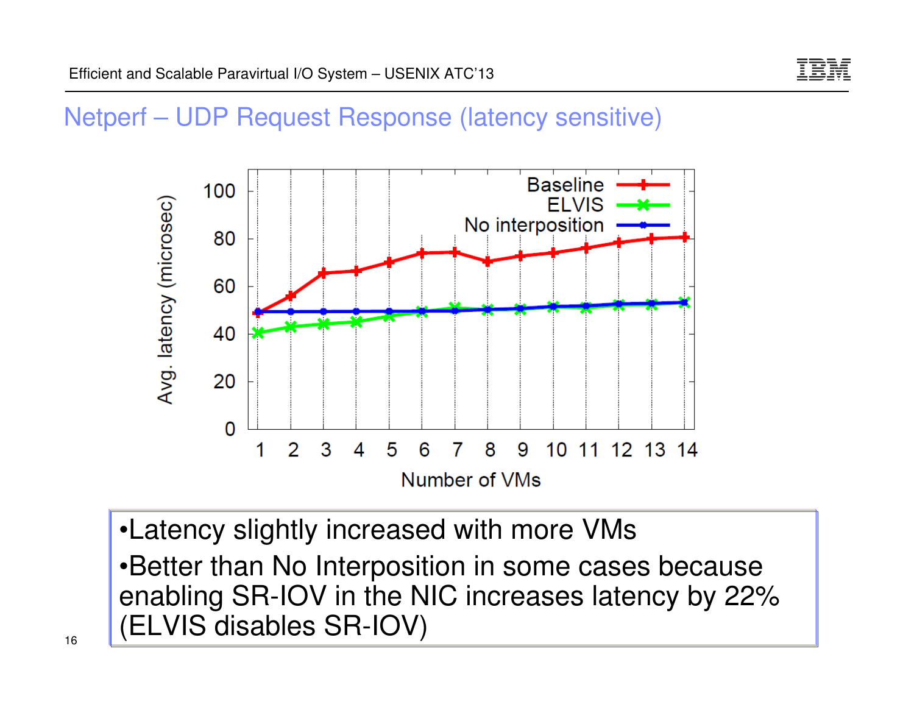## Netperf – UDP Request Response (latency sensitive)

- Latency slightly increased with more VMs
- Better than No Interposition in some cases because enabling SR-IOV in the NIC increases latency by 22% (ELVIS disables SR-IOV)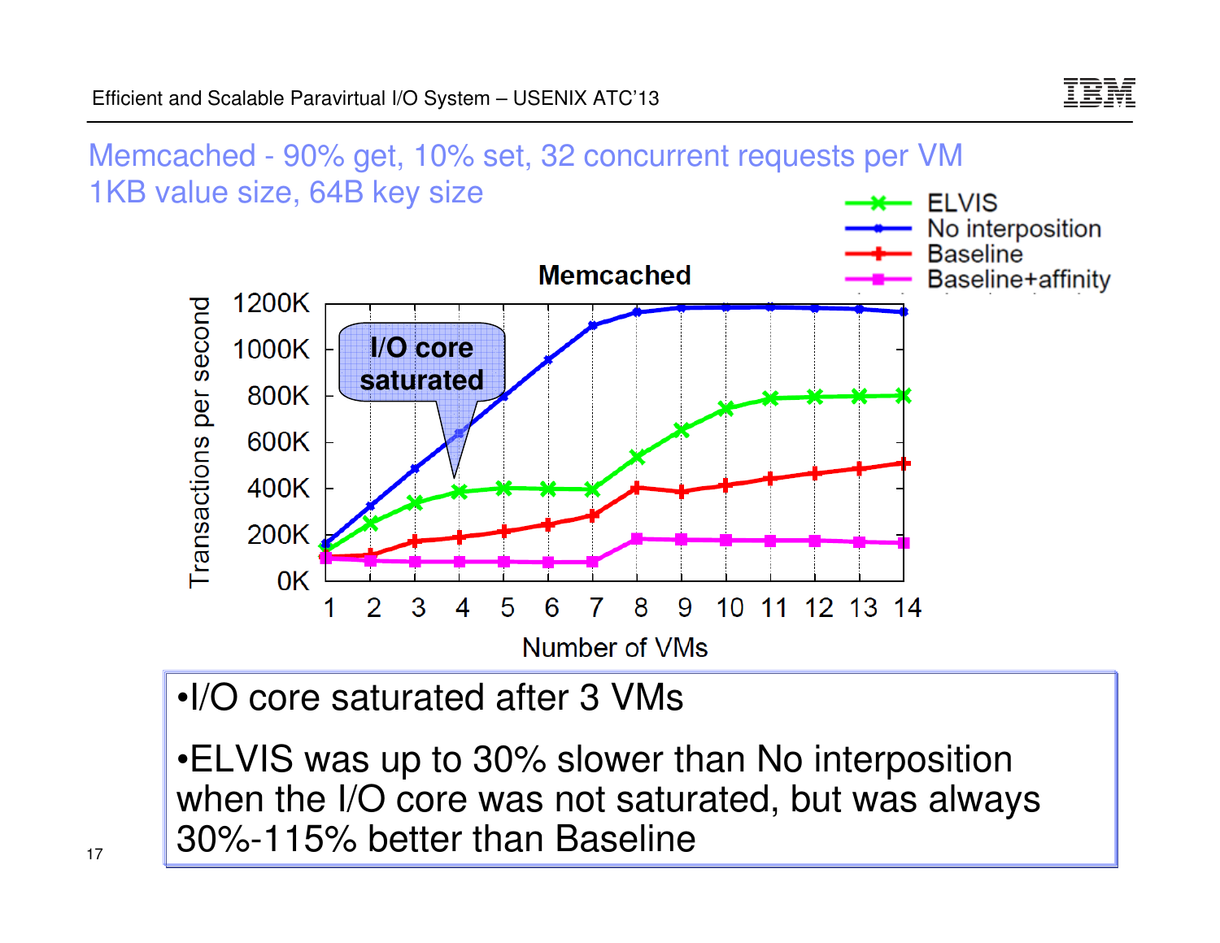## Memcached - 90% get, 10% set, 32 concurrent requests per VM
## 1KB value size, 64B key size

- I/O core saturated after 3 VMs
- ELVIS was up to 30% slower than No interposition when the I/O core was not saturated, but was always 30%-115% better than Baseline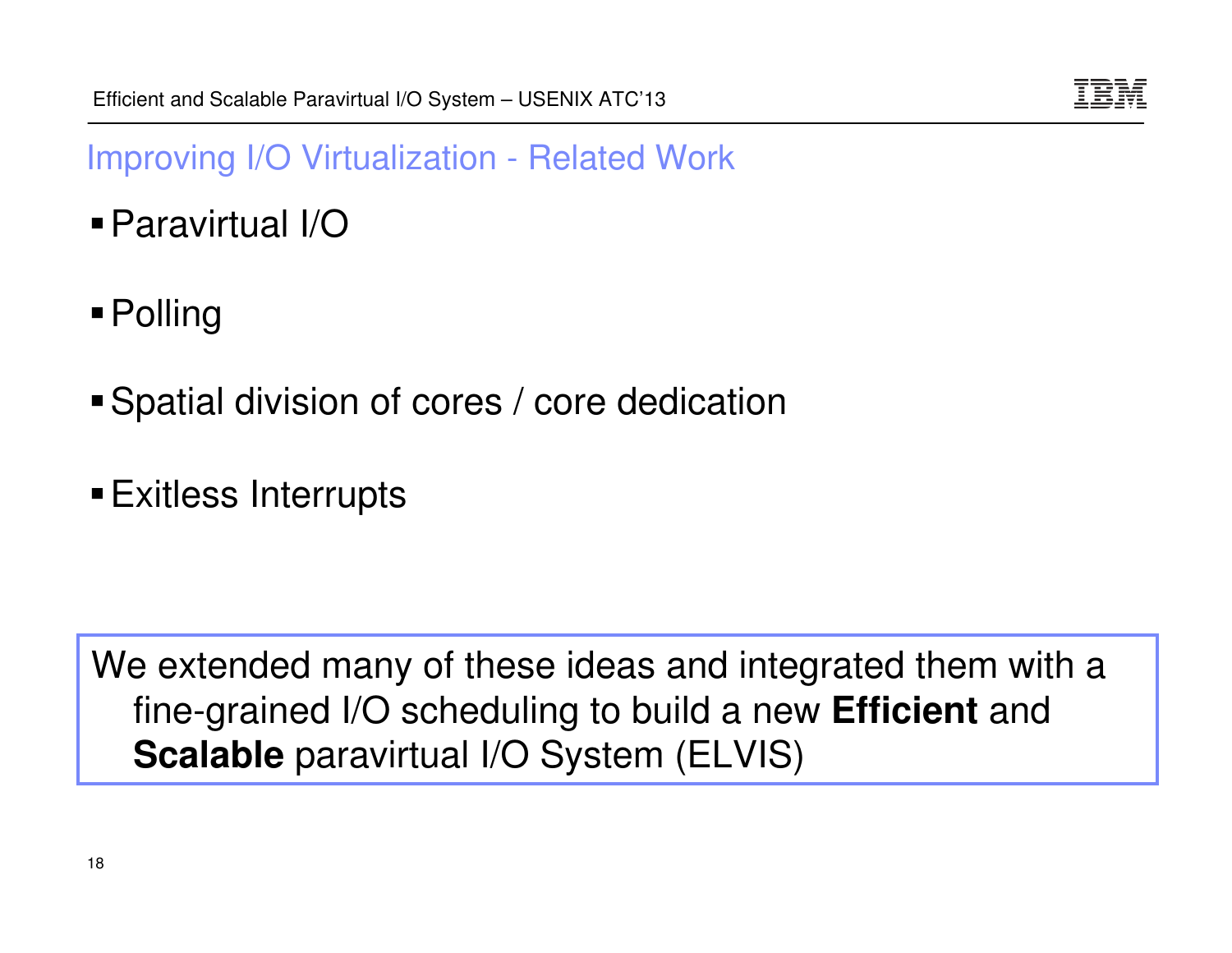## Improving I/O Virtualization - Related Work

- Paravirtual I/O
- Polling
- Spatial division of cores / core dedication
- Exitless Interrupts

We extended many of these ideas and integrated them with a fine-grained I/O scheduling to build a new **Efficient** and **Scalable** paravirtual I/O System (ELVIS)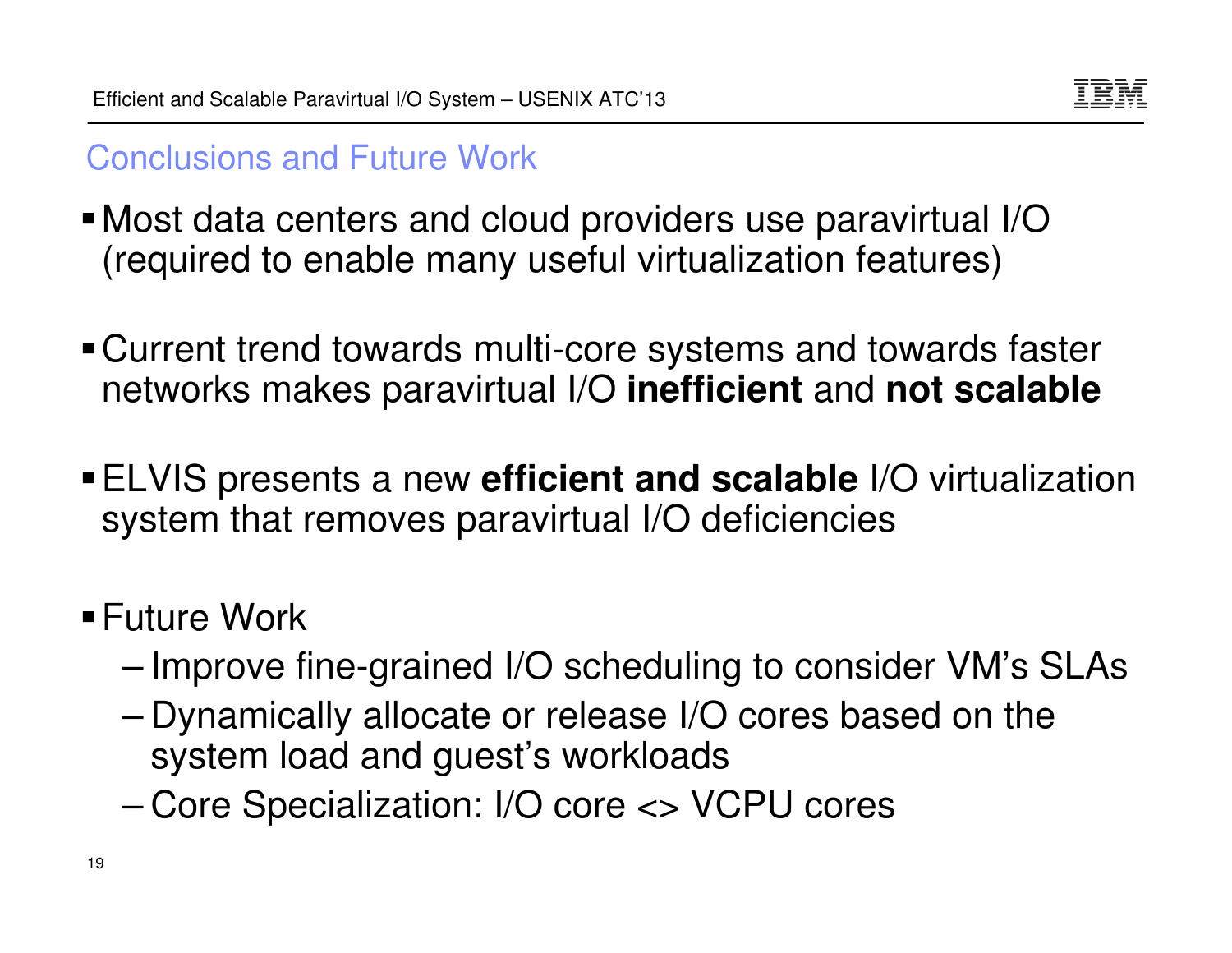## Conclusions and Future Work

- Most data centers and cloud providers use paravirtual I/O (required to enable many useful virtualization features)
- Current trend towards multi-core systems and towards faster networks makes paravirtual I/O **inefficient** and **not scalable**
- ELVIS presents a new **efficient and scalable** I/O virtualization system that removes paravirtual I/O deficiencies
- Future Work
  - Improve fine-grained I/O scheduling to consider VM's SLAs
  - Dynamically allocate or release I/O cores based on the system load and guest's workloads
  - Core Specialization: I/O core <> VCPU cores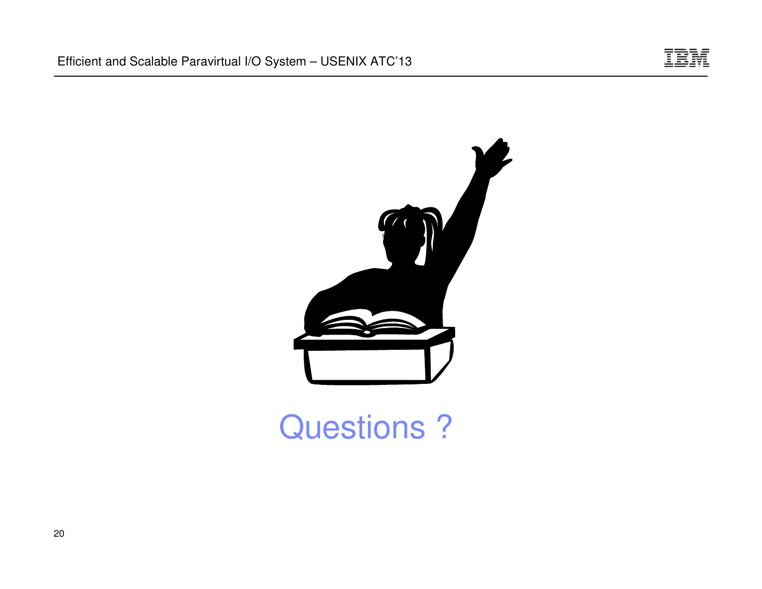Questions ?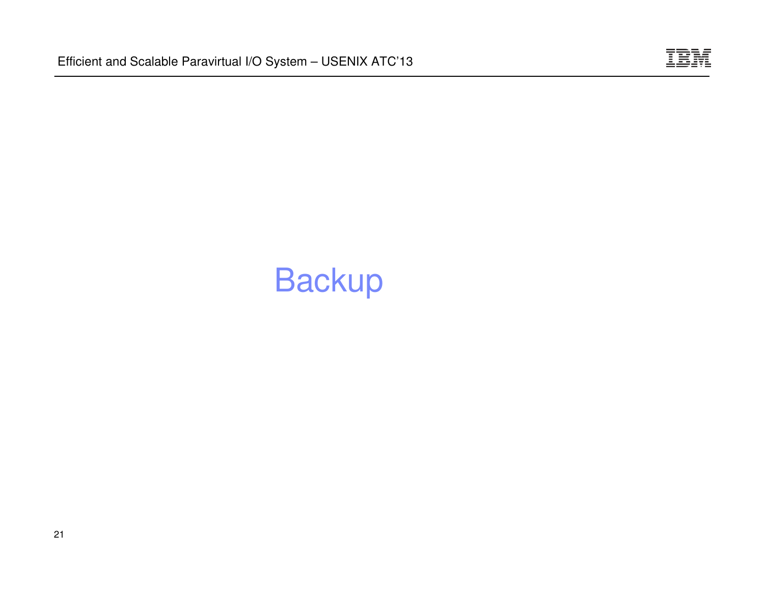# Backup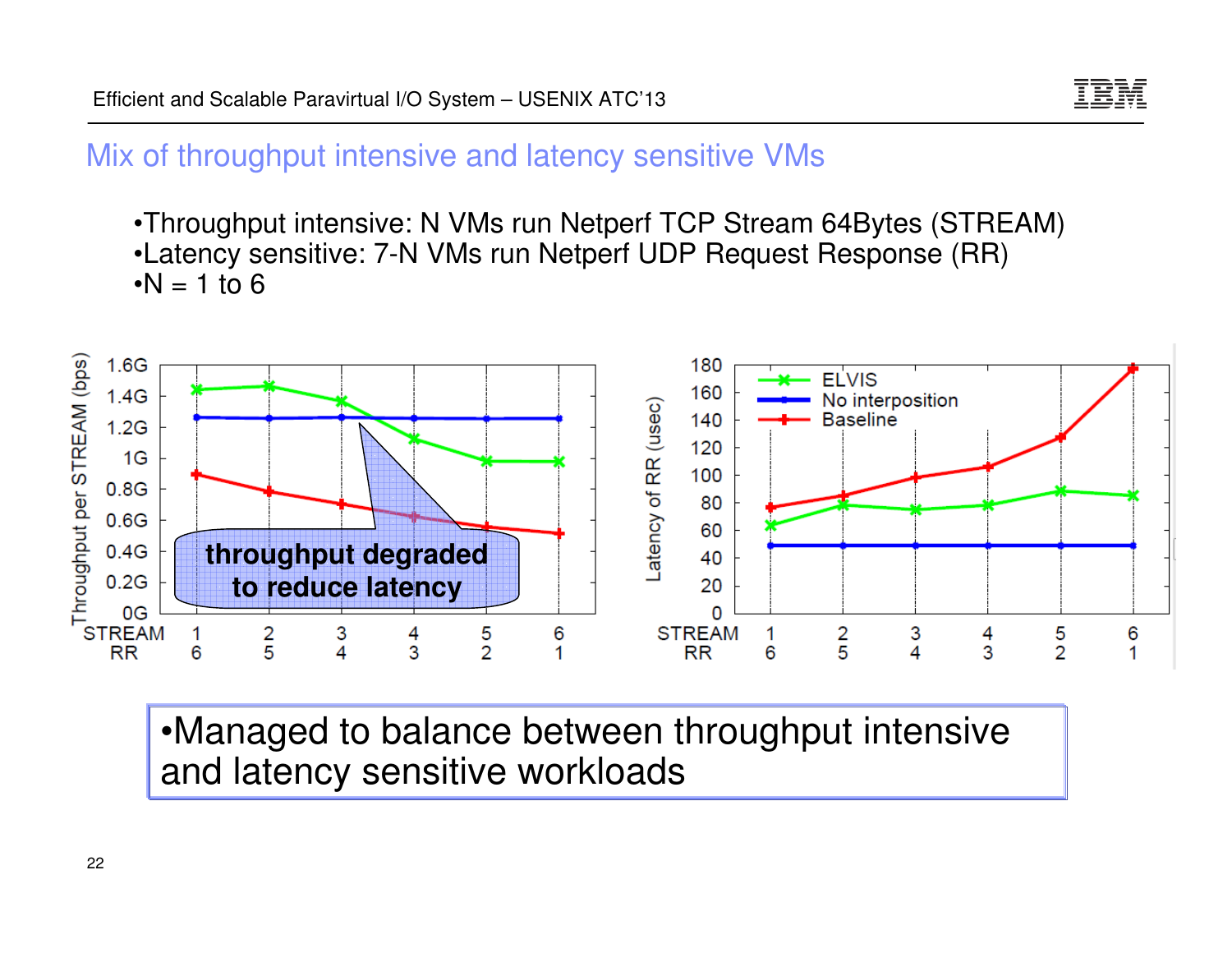## Mix of throughput intensive and latency sensitive VMs

- Throughput intensive: N VMs run Netperf TCP Stream 64Bytes (STREAM)
- Latency sensitive: 7-N VMs run Netperf UDP Request Response (RR)
- N = 1 to 6

- Managed to balance between throughput intensive and latency sensitive workloads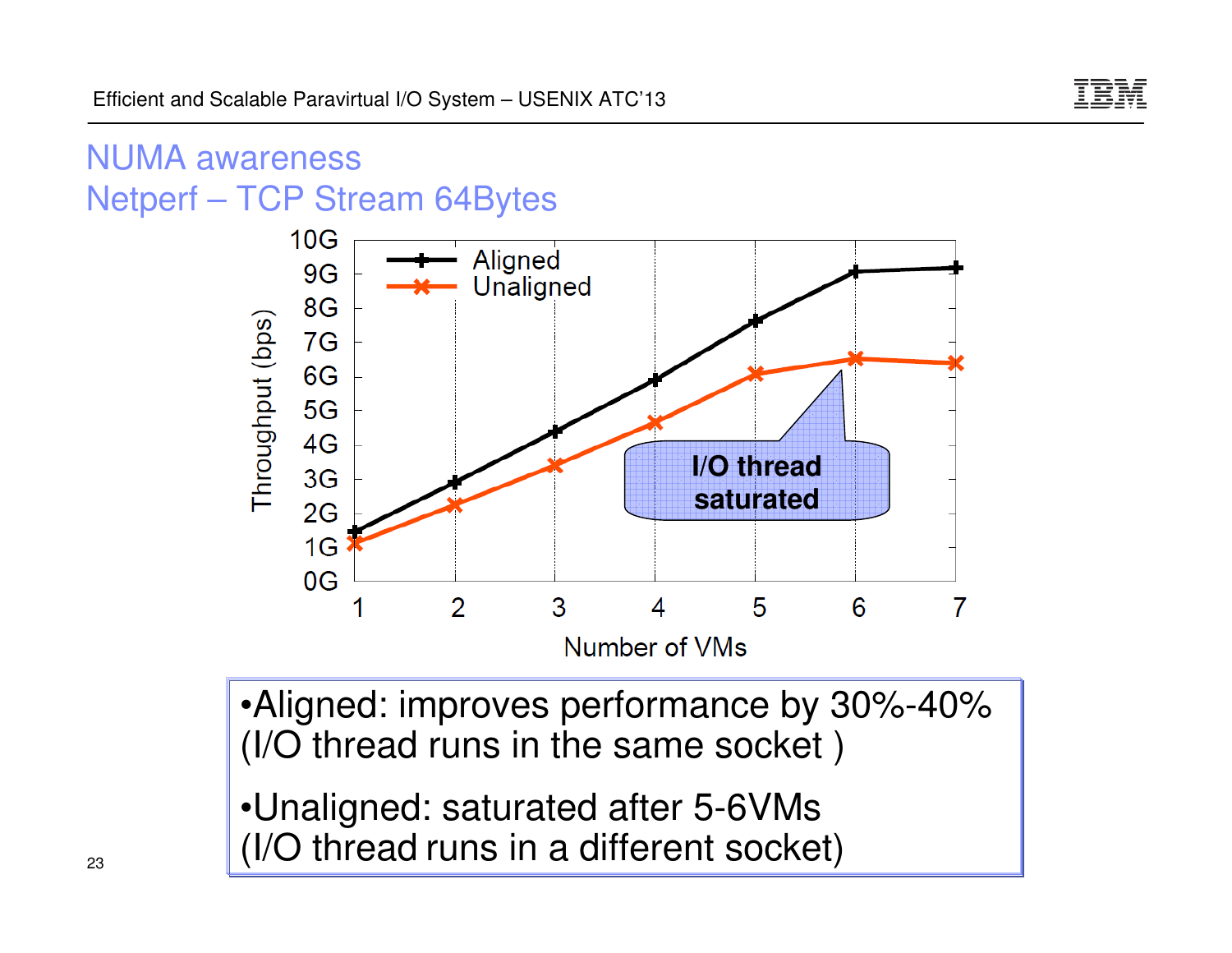# NUMA awareness

## Netperf – TCP Stream 64Bytes

- Aligned: improves performance by 30%-40% (I/O thread runs in the same socket )
- Unaligned: saturated after 5-6VMs (I/O thread runs in a different socket)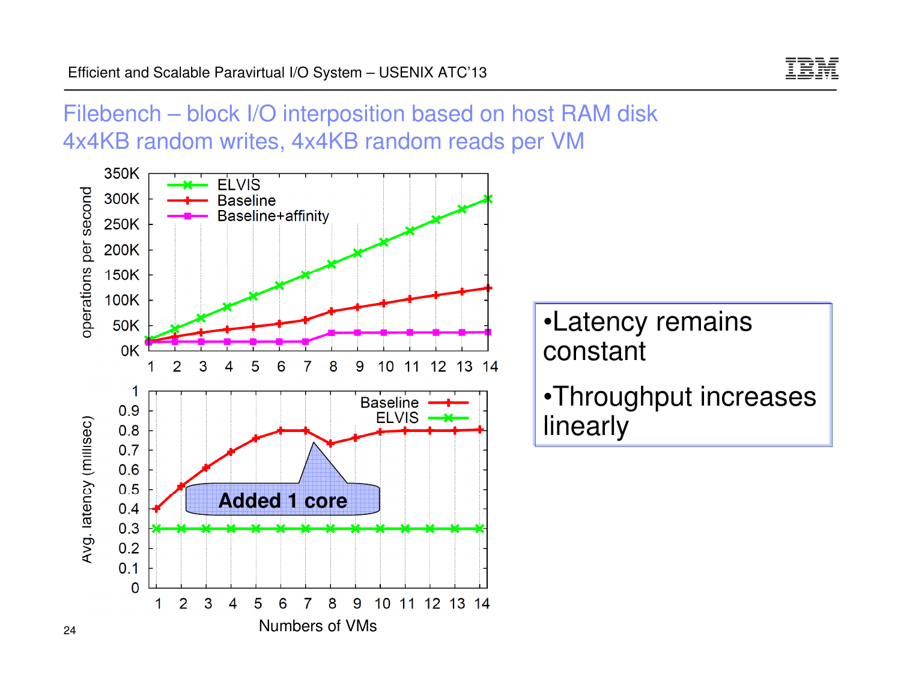# Filebench – block I/O interposition based on host RAM disk 4x4KB random writes, 4x4KB random reads per VM

- Latency remains constant
- Throughput increases linearly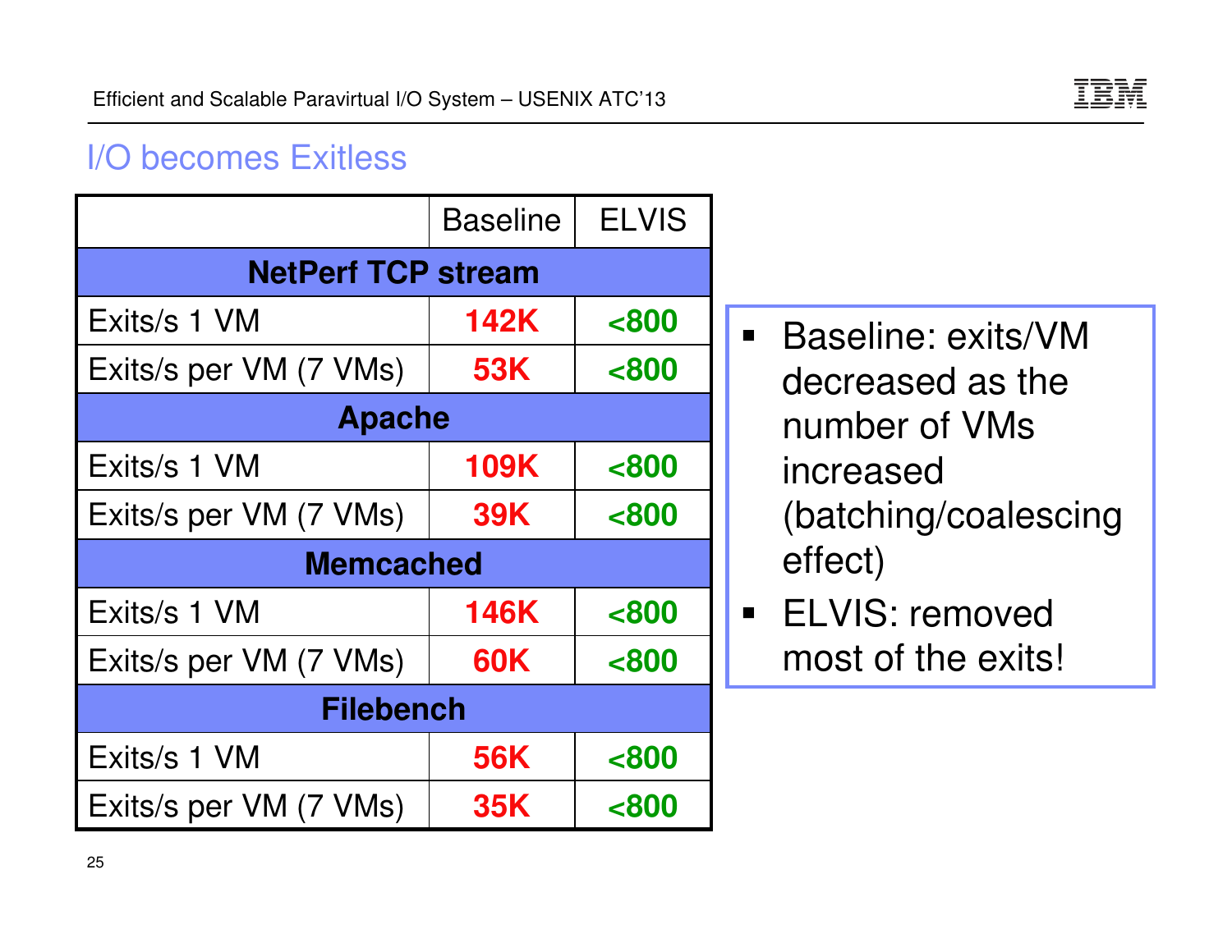## I/O becomes Exitless

| | Baseline | ELVIS |
|---|---|---|
| **NetPerf TCP stream** | | |
| Exits/s 1 VM | **142K** | **<800** |
| Exits/s per VM (7 VMs) | **53K** | **<800** |
| **Apache** | | |
| Exits/s 1 VM | **109K** | **<800** |
| Exits/s per VM (7 VMs) | **39K** | **<800** |
| **Memcached** | | |
| Exits/s 1 VM | **146K** | **<800** |
| Exits/s per VM (7 VMs) | **60K** | **<800** |
| **Filebench** | | |
| Exits/s 1 VM | **56K** | **<800** |
| Exits/s per VM (7 VMs) | **35K** | **<800** |

- Baseline: exits/VM decreased as the number of VMs increased (batching/coalescing effect)
- ELVIS: removed most of the exits!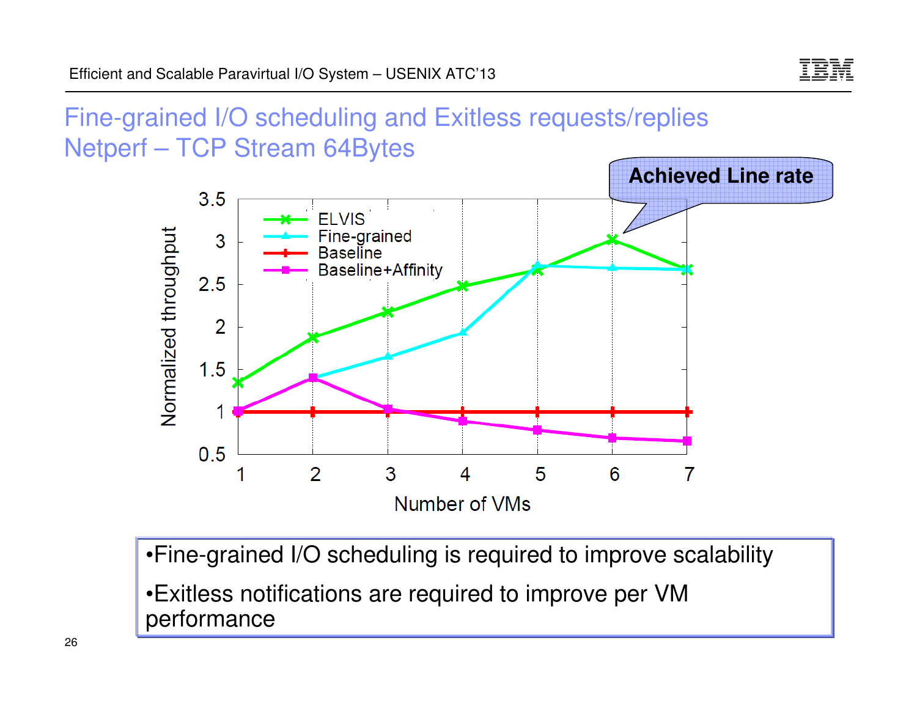# Fine-grained I/O scheduling and Exitless requests/replies

## Netperf – TCP Stream 64Bytes

Achieved Line rate

| Number of VMs | ELVIS | Fine-grained | Baseline | Baseline+Affinity |
|---|---|---|---|---|
| 1 | 1.35 | 1 | 1 | 1 |
| 2 | 1.88 | 1.4 | 1 | 1.4 |
| 3 | 2.18 | 1.65 | 1 | 1.03 |
| 4 | 2.48 | 1.93 | 1 | 0.88 |
| 5 | 2.67 | 2.72 | 1 | 0.78 |
| 6 | 3.03 | 2.69 | 1 | 0.69 |
| 7 | 2.68 | 2.68 | 1 | 0.66 |

Normalized throughput vs. Number of VMs

- Fine-grained I/O scheduling is required to improve scalability
- Exitless notifications are required to improve per VM performance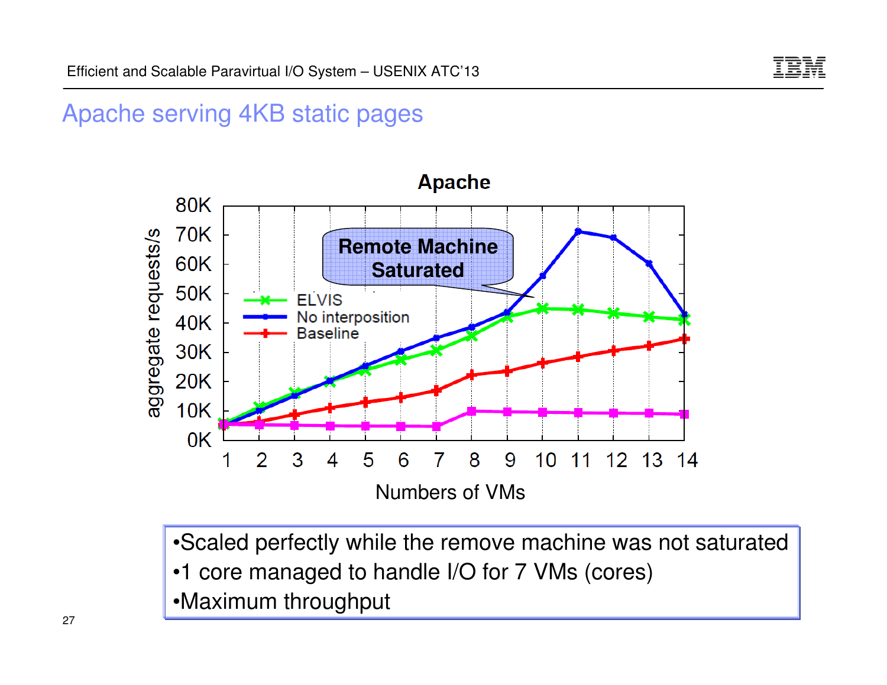# Apache serving 4KB static pages

Apache

Remote Machine Saturated

ELVIS
No interposition
Baseline

80K
70K
60K
50K
40K
30K
20K
10K
0K

aggregate requests/s

1 2 3 4 5 6 7 8 9 10 11 12 13 14

Numbers of VMs

- Scaled perfectly while the remove machine was not saturated
- 1 core managed to handle I/O for 7 VMs (cores)
- Maximum throughput